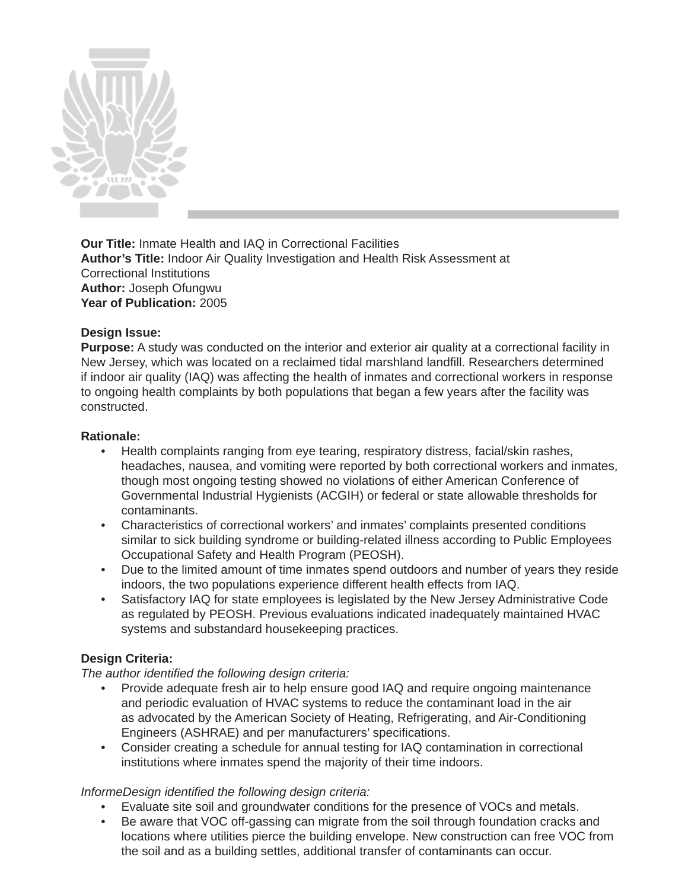**Our Title:** Inmate Health and IAQ in Correctional Facilities
**Author's Title:** Indoor Air Quality Investigation and Health Risk Assessment at Correctional Institutions
**Author:** Joseph Ofungwu
**Year of Publication:** 2005

**Design Issue:**
**Purpose:** A study was conducted on the interior and exterior air quality at a correctional facility in New Jersey, which was located on a reclaimed tidal marshland landfill. Researchers determined if indoor air quality (IAQ) was affecting the health of inmates and correctional workers in response to ongoing health complaints by both populations that began a few years after the facility was constructed.

**Rationale:**

- Health complaints ranging from eye tearing, respiratory distress, facial/skin rashes, headaches, nausea, and vomiting were reported by both correctional workers and inmates, though most ongoing testing showed no violations of either American Conference of Governmental Industrial Hygienists (ACGIH) or federal or state allowable thresholds for contaminants.
- Characteristics of correctional workers' and inmates' complaints presented conditions similar to sick building syndrome or building-related illness according to Public Employees Occupational Safety and Health Program (PEOSH).
- Due to the limited amount of time inmates spend outdoors and number of years they reside indoors, the two populations experience different health effects from IAQ.
- Satisfactory IAQ for state employees is legislated by the New Jersey Administrative Code as regulated by PEOSH. Previous evaluations indicated inadequately maintained HVAC systems and substandard housekeeping practices.

**Design Criteria:**
*The author identified the following design criteria:*

- Provide adequate fresh air to help ensure good IAQ and require ongoing maintenance and periodic evaluation of HVAC systems to reduce the contaminant load in the air as advocated by the American Society of Heating, Refrigerating, and Air-Conditioning Engineers (ASHRAE) and per manufacturers' specifications.
- Consider creating a schedule for annual testing for IAQ contamination in correctional institutions where inmates spend the majority of their time indoors.

*InformeDesign identified the following design criteria:*

- Evaluate site soil and groundwater conditions for the presence of VOCs and metals.
- Be aware that VOC off-gassing can migrate from the soil through foundation cracks and locations where utilities pierce the building envelope. New construction can free VOC from the soil and as a building settles, additional transfer of contaminants can occur.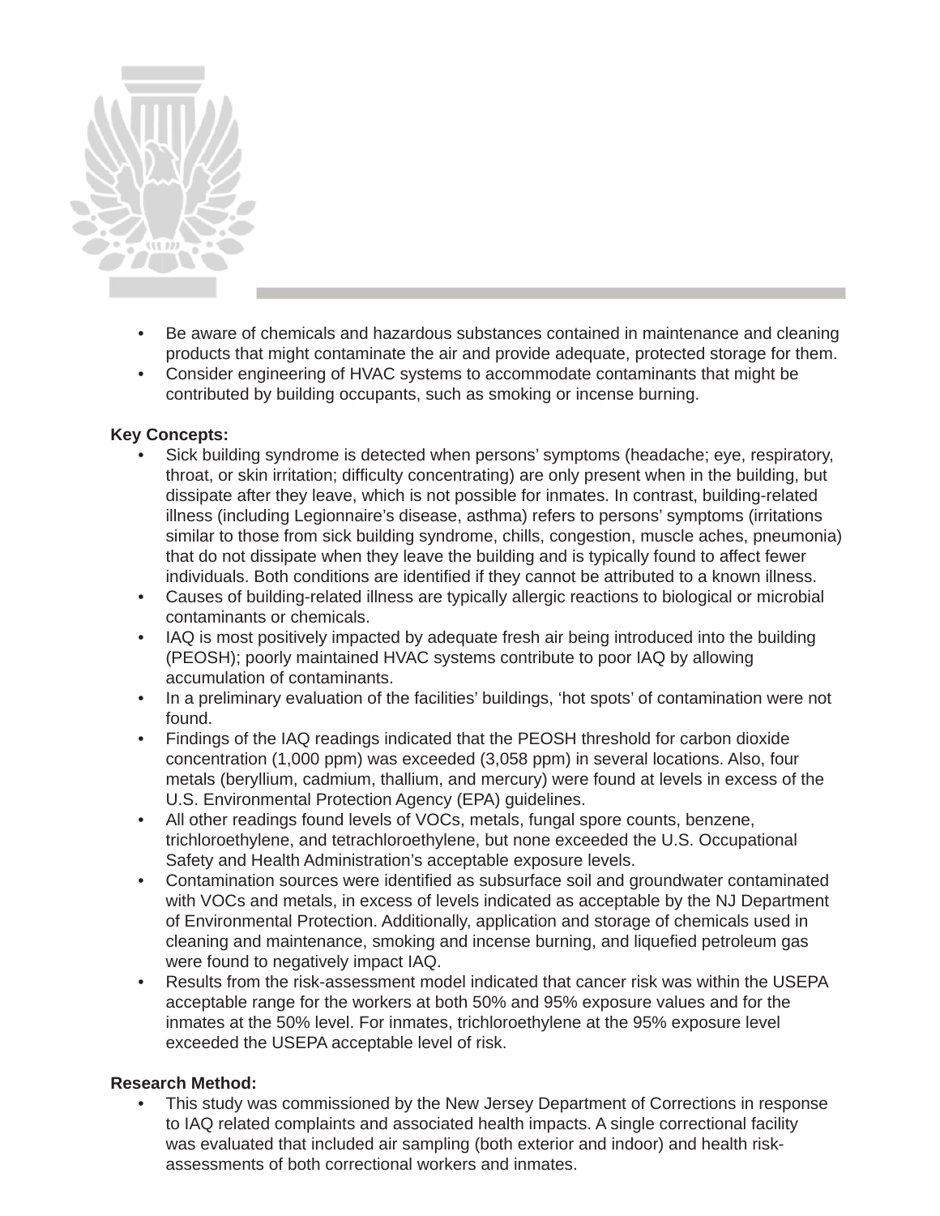- Be aware of chemicals and hazardous substances contained in maintenance and cleaning products that might contaminate the air and provide adequate, protected storage for them.
- Consider engineering of HVAC systems to accommodate contaminants that might be contributed by building occupants, such as smoking or incense burning.

**Key Concepts:**

- Sick building syndrome is detected when persons' symptoms (headache; eye, respiratory, throat, or skin irritation; difficulty concentrating) are only present when in the building, but dissipate after they leave, which is not possible for inmates. In contrast, building-related illness (including Legionnaire's disease, asthma) refers to persons' symptoms (irritations similar to those from sick building syndrome, chills, congestion, muscle aches, pneumonia) that do not dissipate when they leave the building and is typically found to affect fewer individuals. Both conditions are identified if they cannot be attributed to a known illness.
- Causes of building-related illness are typically allergic reactions to biological or microbial contaminants or chemicals.
- IAQ is most positively impacted by adequate fresh air being introduced into the building (PEOSH); poorly maintained HVAC systems contribute to poor IAQ by allowing accumulation of contaminants.
- In a preliminary evaluation of the facilities' buildings, 'hot spots' of contamination were not found.
- Findings of the IAQ readings indicated that the PEOSH threshold for carbon dioxide concentration (1,000 ppm) was exceeded (3,058 ppm) in several locations. Also, four metals (beryllium, cadmium, thallium, and mercury) were found at levels in excess of the U.S. Environmental Protection Agency (EPA) guidelines.
- All other readings found levels of VOCs, metals, fungal spore counts, benzene, trichloroethylene, and tetrachloroethylene, but none exceeded the U.S. Occupational Safety and Health Administration's acceptable exposure levels.
- Contamination sources were identified as subsurface soil and groundwater contaminated with VOCs and metals, in excess of levels indicated as acceptable by the NJ Department of Environmental Protection. Additionally, application and storage of chemicals used in cleaning and maintenance, smoking and incense burning, and liquefied petroleum gas were found to negatively impact IAQ.
- Results from the risk-assessment model indicated that cancer risk was within the USEPA acceptable range for the workers at both 50% and 95% exposure values and for the inmates at the 50% level. For inmates, trichloroethylene at the 95% exposure level exceeded the USEPA acceptable level of risk.

**Research Method:**

- This study was commissioned by the New Jersey Department of Corrections in response to IAQ related complaints and associated health impacts. A single correctional facility was evaluated that included air sampling (both exterior and indoor) and health risk-assessments of both correctional workers and inmates.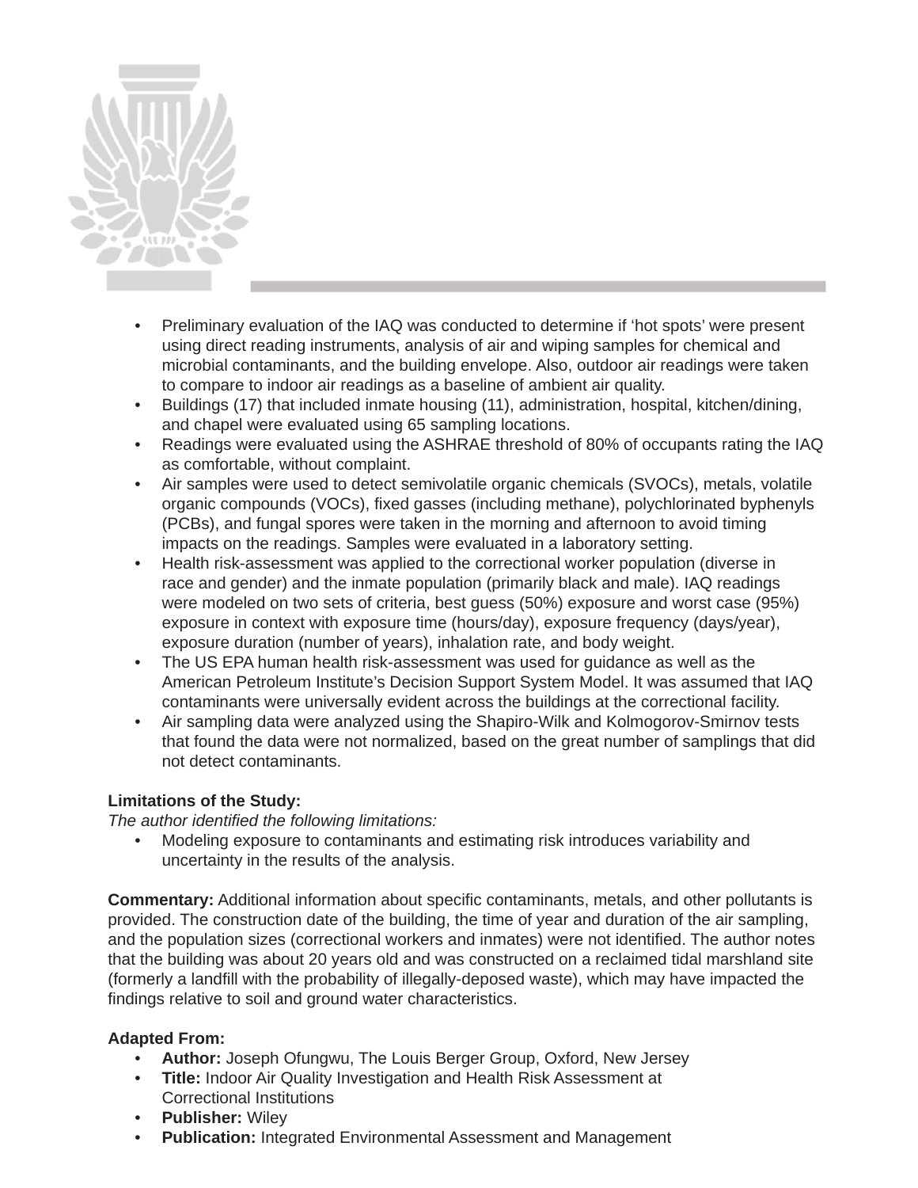- Preliminary evaluation of the IAQ was conducted to determine if 'hot spots' were present using direct reading instruments, analysis of air and wiping samples for chemical and microbial contaminants, and the building envelope. Also, outdoor air readings were taken to compare to indoor air readings as a baseline of ambient air quality.
- Buildings (17) that included inmate housing (11), administration, hospital, kitchen/dining, and chapel were evaluated using 65 sampling locations.
- Readings were evaluated using the ASHRAE threshold of 80% of occupants rating the IAQ as comfortable, without complaint.
- Air samples were used to detect semivolatile organic chemicals (SVOCs), metals, volatile organic compounds (VOCs), fixed gasses (including methane), polychlorinated byphenyls (PCBs), and fungal spores were taken in the morning and afternoon to avoid timing impacts on the readings. Samples were evaluated in a laboratory setting.
- Health risk-assessment was applied to the correctional worker population (diverse in race and gender) and the inmate population (primarily black and male). IAQ readings were modeled on two sets of criteria, best guess (50%) exposure and worst case (95%) exposure in context with exposure time (hours/day), exposure frequency (days/year), exposure duration (number of years), inhalation rate, and body weight.
- The US EPA human health risk-assessment was used for guidance as well as the American Petroleum Institute's Decision Support System Model. It was assumed that IAQ contaminants were universally evident across the buildings at the correctional facility.
- Air sampling data were analyzed using the Shapiro-Wilk and Kolmogorov-Smirnov tests that found the data were not normalized, based on the great number of samplings that did not detect contaminants.

**Limitations of the Study:**

*The author identified the following limitations:*

- Modeling exposure to contaminants and estimating risk introduces variability and uncertainty in the results of the analysis.

**Commentary:** Additional information about specific contaminants, metals, and other pollutants is provided. The construction date of the building, the time of year and duration of the air sampling, and the population sizes (correctional workers and inmates) were not identified. The author notes that the building was about 20 years old and was constructed on a reclaimed tidal marshland site (formerly a landfill with the probability of illegally-deposed waste), which may have impacted the findings relative to soil and ground water characteristics.

**Adapted From:**

- **Author:** Joseph Ofungwu, The Louis Berger Group, Oxford, New Jersey
- **Title:** Indoor Air Quality Investigation and Health Risk Assessment at Correctional Institutions
- **Publisher:** Wiley
- **Publication:** Integrated Environmental Assessment and Management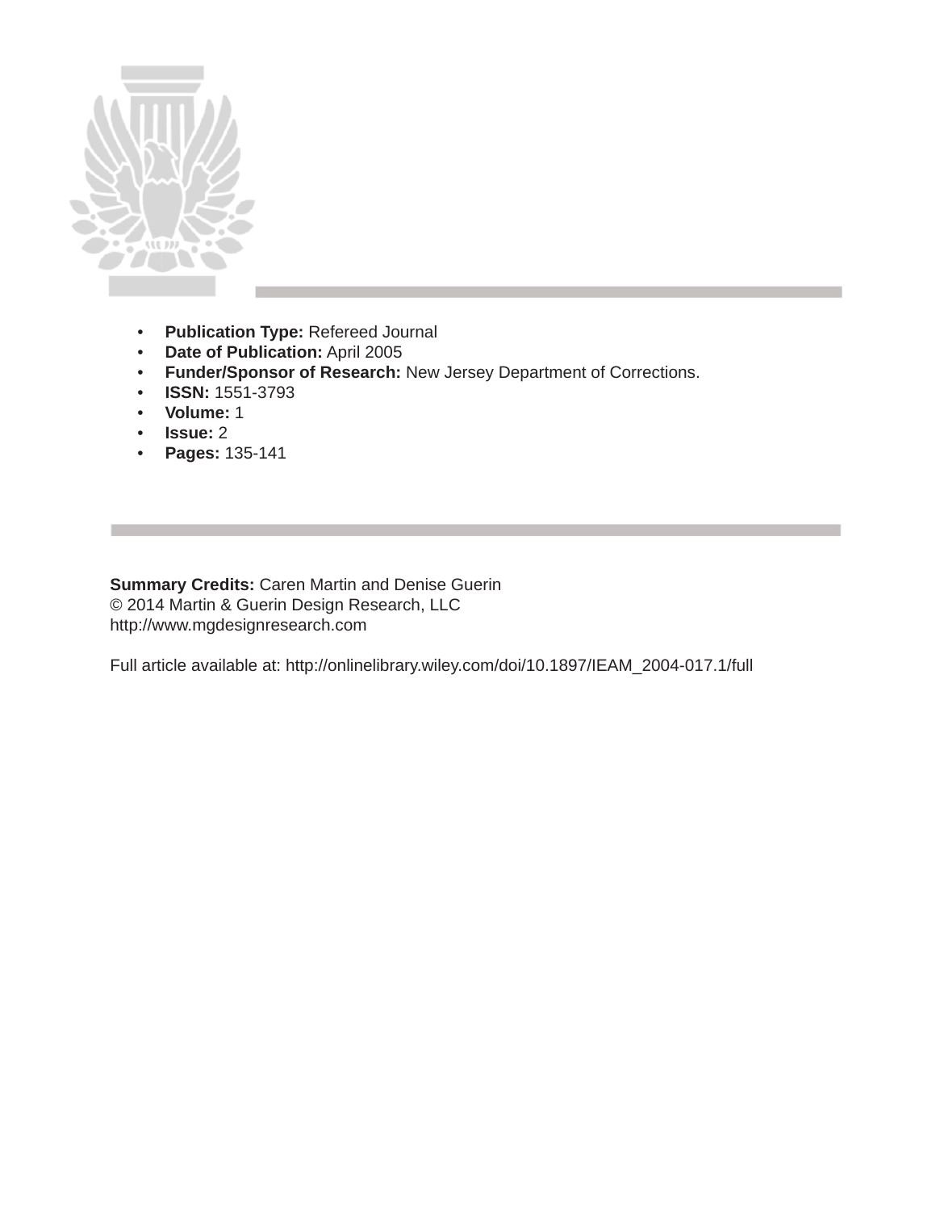- **Publication Type:** Refereed Journal
- **Date of Publication:** April 2005
- **Funder/Sponsor of Research:** New Jersey Department of Corrections.
- **ISSN:** 1551-3793
- **Volume:** 1
- **Issue:** 2
- **Pages:** 135-141

**Summary Credits:** Caren Martin and Denise Guerin
© 2014 Martin & Guerin Design Research, LLC
http://www.mgdesignresearch.com

Full article available at: http://onlinelibrary.wiley.com/doi/10.1897/IEAM_2004-017.1/full